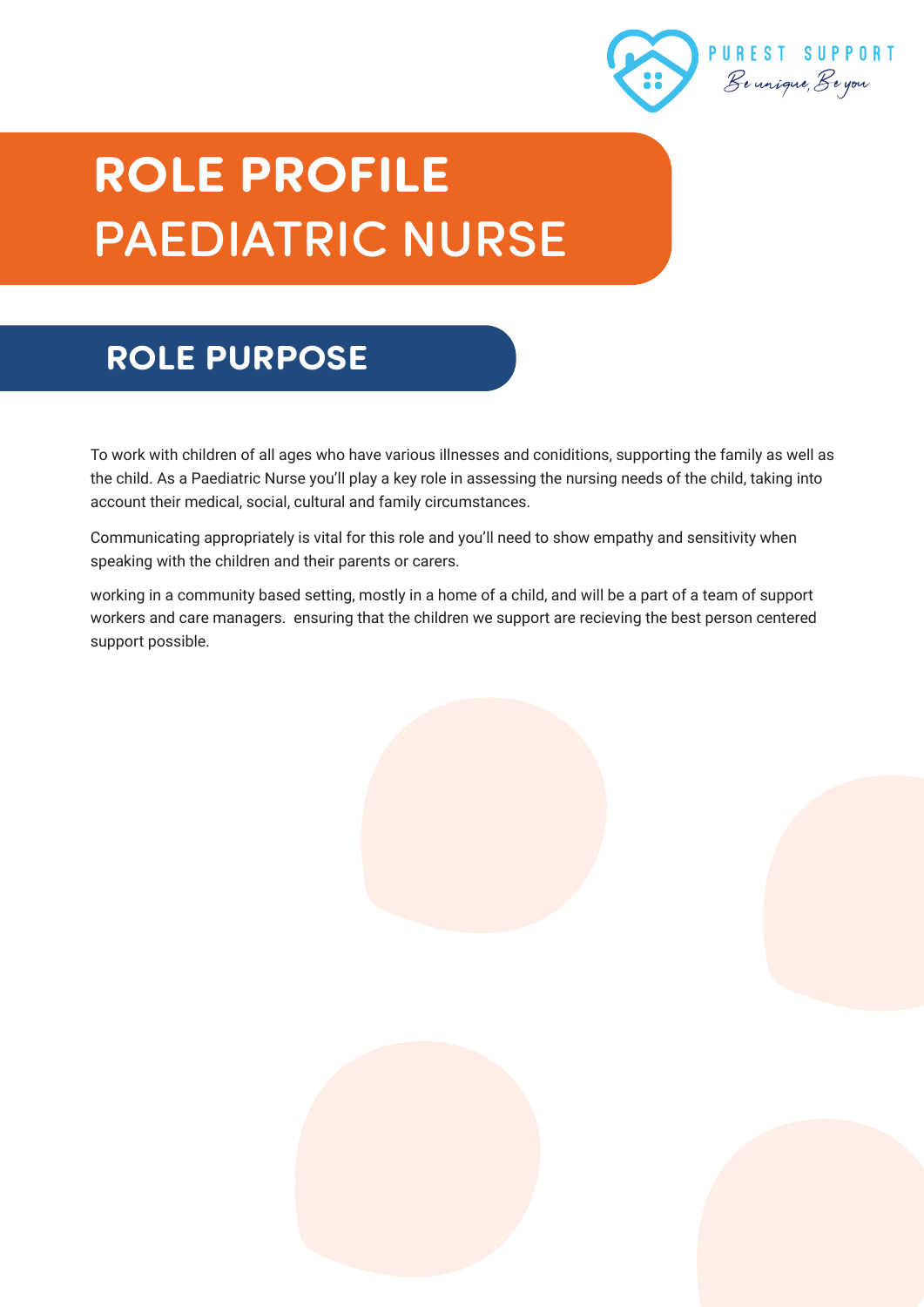PUREST SUPPORT

*Be unique, Be you*

# ROLE PROFILE
# PAEDIATRIC NURSE

## ROLE PURPOSE

To work with children of all ages who have various illnesses and coniditions, supporting the family as well as the child. As a Paediatric Nurse you'll play a key role in assessing the nursing needs of the child, taking into account their medical, social, cultural and family circumstances.

Communicating appropriately is vital for this role and you'll need to show empathy and sensitivity when speaking with the children and their parents or carers.

working in a community based setting, mostly in a home of a child, and will be a part of a team of support workers and care managers.  ensuring that the children we support are recieving the best person centered support possible.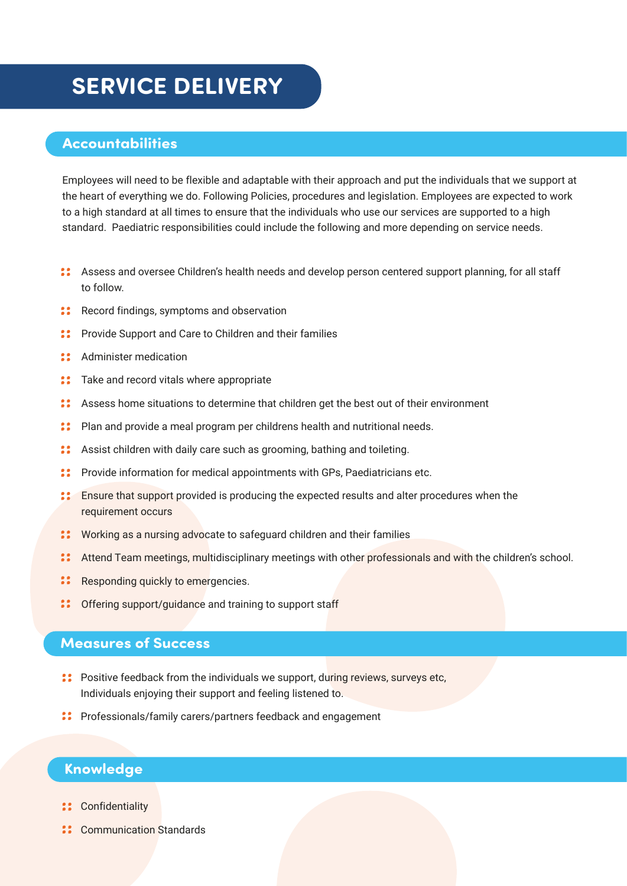# SERVICE DELIVERY

## Accountabilities

Employees will need to be flexible and adaptable with their approach and put the individuals that we support at the heart of everything we do. Following Policies, procedures and legislation. Employees are expected to work to a high standard at all times to ensure that the individuals who use our services are supported to a high standard.  Paediatric responsibilities could include the following and more depending on service needs.

- Assess and oversee Children's health needs and develop person centered support planning, for all staff to follow.
- Record findings, symptoms and observation
- Provide Support and Care to Children and their families
- Administer medication
- Take and record vitals where appropriate
- Assess home situations to determine that children get the best out of their environment
- Plan and provide a meal program per childrens health and nutritional needs.
- Assist children with daily care such as grooming, bathing and toileting.
- Provide information for medical appointments with GPs, Paediatricians etc.
- Ensure that support provided is producing the expected results and alter procedures when the requirement occurs
- Working as a nursing advocate to safeguard children and their families
- Attend Team meetings, multidisciplinary meetings with other professionals and with the children's school.
- Responding quickly to emergencies.
- Offering support/guidance and training to support staff

## Measures of Success

- Positive feedback from the individuals we support, during reviews, surveys etc, Individuals enjoying their support and feeling listened to.
- Professionals/family carers/partners feedback and engagement

## Knowledge

- Confidentiality
- Communication Standards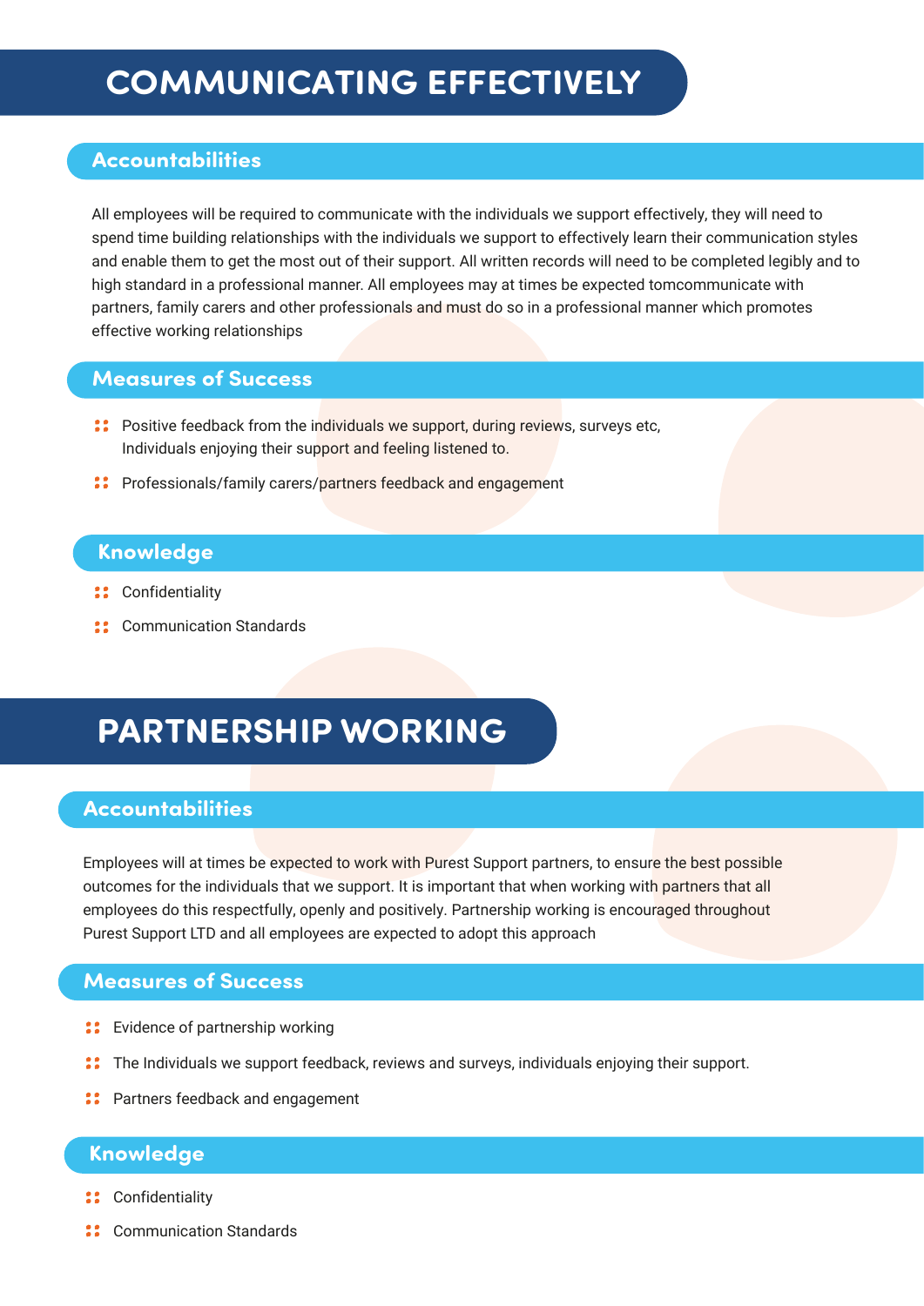# COMMUNICATING EFFECTIVELY

## Accountabilities

All employees will be required to communicate with the individuals we support effectively, they will need to spend time building relationships with the individuals we support to effectively learn their communication styles and enable them to get the most out of their support. All written records will need to be completed legibly and to high standard in a professional manner. All employees may at times be expected tomcommunicate with partners, family carers and other professionals and must do so in a professional manner which promotes effective working relationships

## Measures of Success

- Positive feedback from the individuals we support, during reviews, surveys etc, Individuals enjoying their support and feeling listened to.
- Professionals/family carers/partners feedback and engagement

## Knowledge

- Confidentiality
- Communication Standards

# PARTNERSHIP WORKING

## Accountabilities

Employees will at times be expected to work with Purest Support partners, to ensure the best possible outcomes for the individuals that we support. It is important that when working with partners that all employees do this respectfully, openly and positively. Partnership working is encouraged throughout Purest Support LTD and all employees are expected to adopt this approach

## Measures of Success

- Evidence of partnership working
- The Individuals we support feedback, reviews and surveys, individuals enjoying their support.
- Partners feedback and engagement

## Knowledge

- Confidentiality
- Communication Standards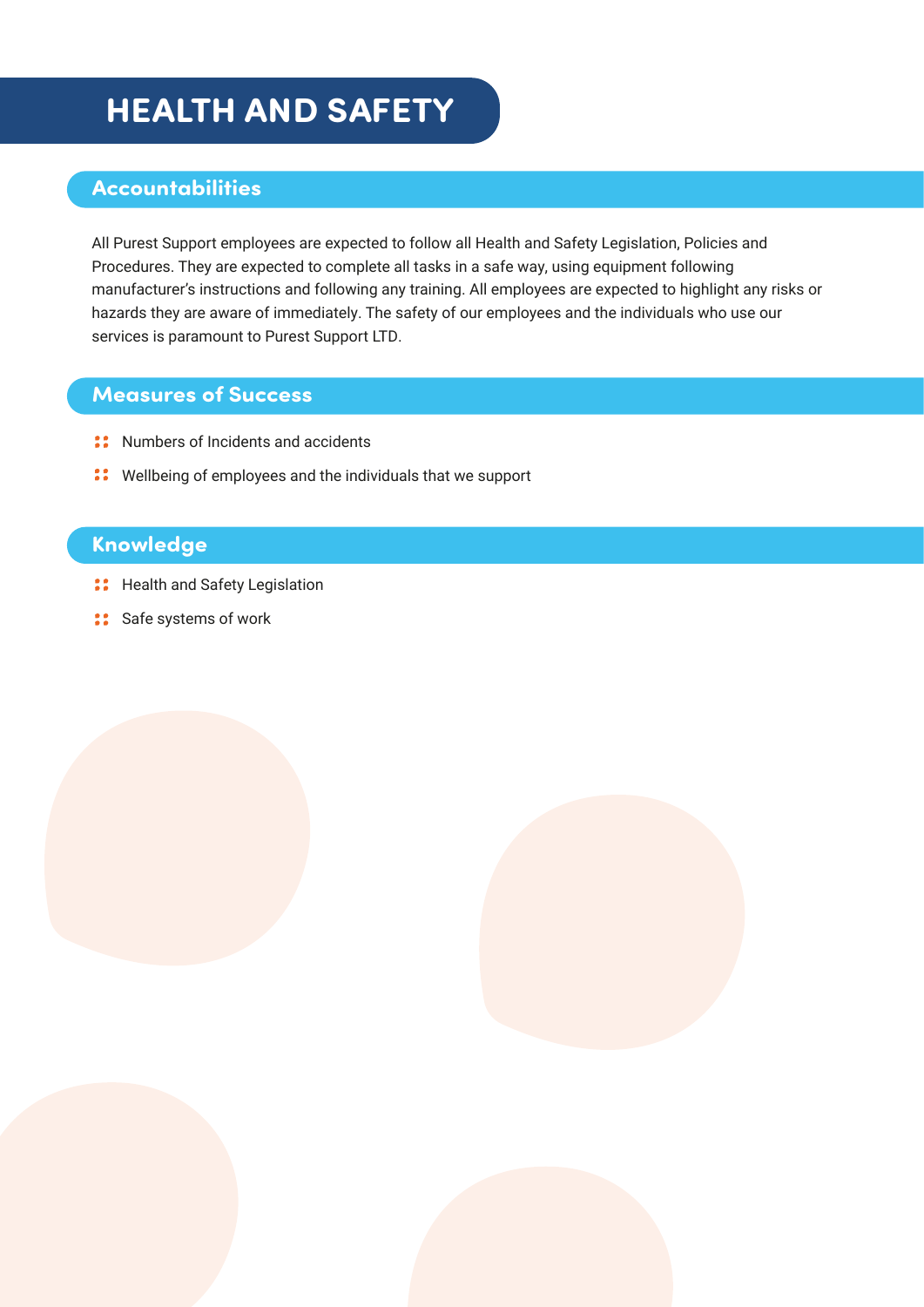# HEALTH AND SAFETY

## Accountabilities

All Purest Support employees are expected to follow all Health and Safety Legislation, Policies and Procedures. They are expected to complete all tasks in a safe way, using equipment following manufacturer's instructions and following any training. All employees are expected to highlight any risks or hazards they are aware of immediately. The safety of our employees and the individuals who use our services is paramount to Purest Support LTD.

## Measures of Success

- Numbers of Incidents and accidents
- Wellbeing of employees and the individuals that we support

## Knowledge

- Health and Safety Legislation
- Safe systems of work